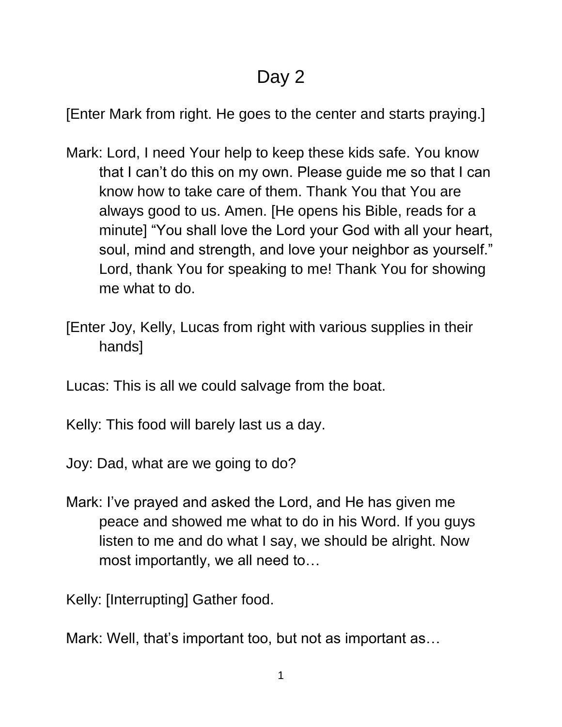# Day 2

[Enter Mark from right. He goes to the center and starts praying.]

Mark: Lord, I need Your help to keep these kids safe. You know that I can't do this on my own. Please guide me so that I can know how to take care of them. Thank You that You are always good to us. Amen. [He opens his Bible, reads for a minute] "You shall love the Lord your God with all your heart, soul, mind and strength, and love your neighbor as yourself." Lord, thank You for speaking to me! Thank You for showing me what to do.

[Enter Joy, Kelly, Lucas from right with various supplies in their hands]

Lucas: This is all we could salvage from the boat.

Kelly: This food will barely last us a day.

Joy: Dad, what are we going to do?

Mark: I've prayed and asked the Lord, and He has given me peace and showed me what to do in his Word. If you guys listen to me and do what I say, we should be alright. Now most importantly, we all need to…

Kelly: [Interrupting] Gather food.

Mark: Well, that's important too, but not as important as…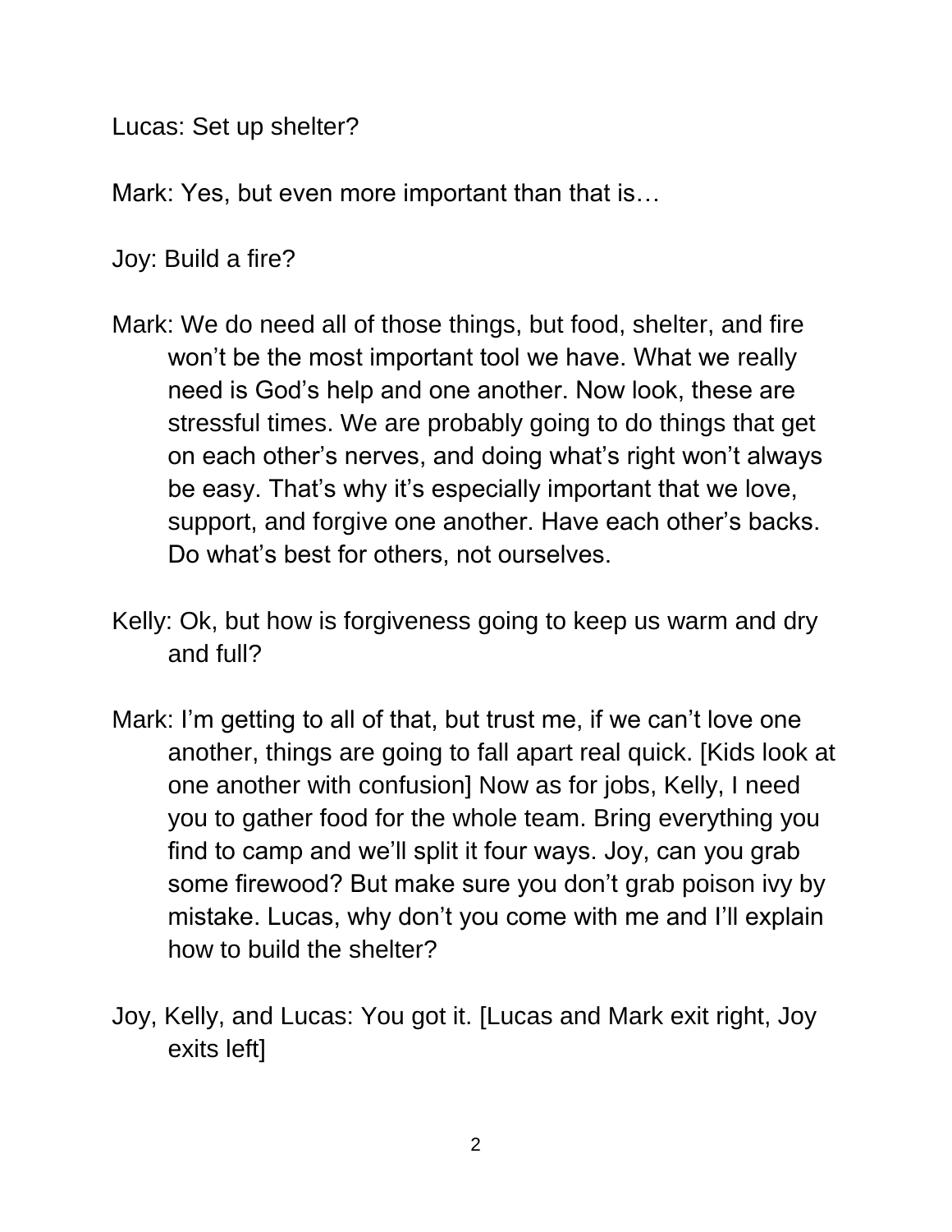Lucas: Set up shelter?

Mark: Yes, but even more important than that is…

Joy: Build a fire?

Mark: We do need all of those things, but food, shelter, and fire won't be the most important tool we have. What we really need is God's help and one another. Now look, these are stressful times. We are probably going to do things that get on each other's nerves, and doing what's right won't always be easy. That's why it's especially important that we love, support, and forgive one another. Have each other's backs. Do what's best for others, not ourselves.

Kelly: Ok, but how is forgiveness going to keep us warm and dry and full?

Mark: I'm getting to all of that, but trust me, if we can't love one another, things are going to fall apart real quick. [Kids look at one another with confusion] Now as for jobs, Kelly, I need you to gather food for the whole team. Bring everything you find to camp and we'll split it four ways. Joy, can you grab some firewood? But make sure you don't grab poison ivy by mistake. Lucas, why don't you come with me and I'll explain how to build the shelter?

Joy, Kelly, and Lucas: You got it. [Lucas and Mark exit right, Joy exits left]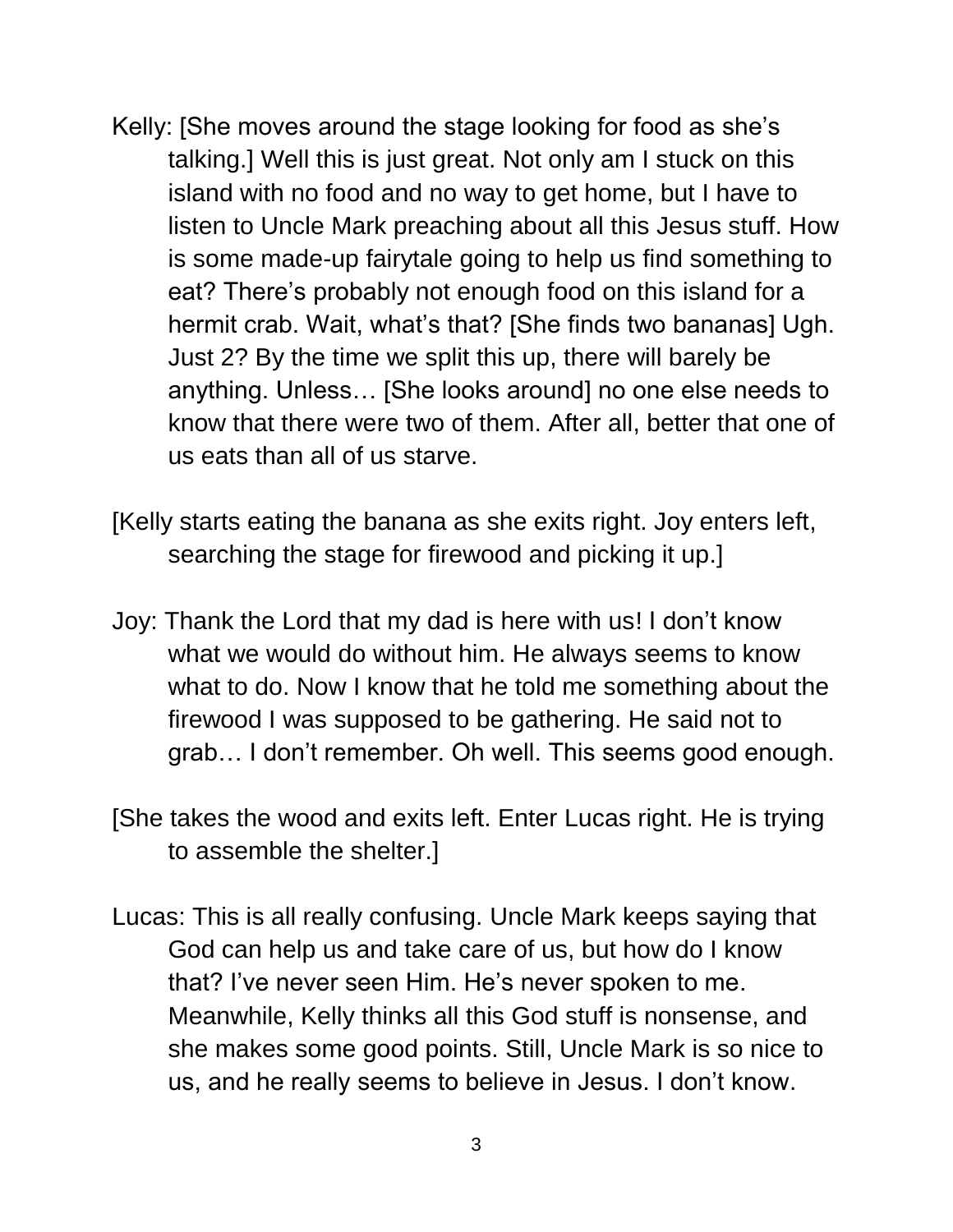Kelly: [She moves around the stage looking for food as she's talking.] Well this is just great. Not only am I stuck on this island with no food and no way to get home, but I have to listen to Uncle Mark preaching about all this Jesus stuff. How is some made-up fairytale going to help us find something to eat? There's probably not enough food on this island for a hermit crab. Wait, what's that? [She finds two bananas] Ugh. Just 2? By the time we split this up, there will barely be anything. Unless… [She looks around] no one else needs to know that there were two of them. After all, better that one of us eats than all of us starve.

[Kelly starts eating the banana as she exits right. Joy enters left, searching the stage for firewood and picking it up.]

Joy: Thank the Lord that my dad is here with us! I don't know what we would do without him. He always seems to know what to do. Now I know that he told me something about the firewood I was supposed to be gathering. He said not to grab… I don't remember. Oh well. This seems good enough.

[She takes the wood and exits left. Enter Lucas right. He is trying to assemble the shelter.]

Lucas: This is all really confusing. Uncle Mark keeps saying that God can help us and take care of us, but how do I know that? I've never seen Him. He's never spoken to me. Meanwhile, Kelly thinks all this God stuff is nonsense, and she makes some good points. Still, Uncle Mark is so nice to us, and he really seems to believe in Jesus. I don't know.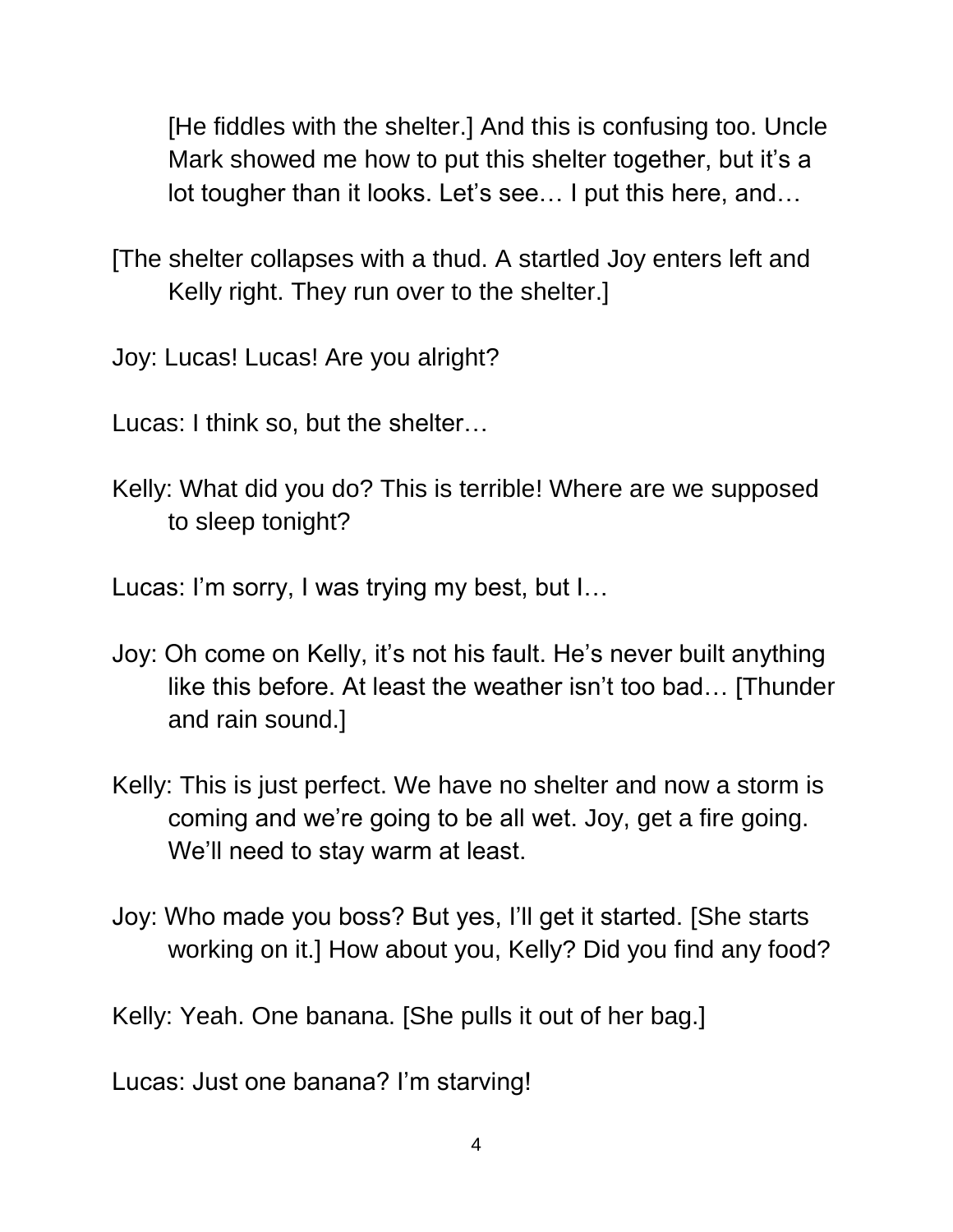[He fiddles with the shelter.] And this is confusing too. Uncle Mark showed me how to put this shelter together, but it's a lot tougher than it looks. Let's see… I put this here, and…

[The shelter collapses with a thud. A startled Joy enters left and Kelly right. They run over to the shelter.]

Joy: Lucas! Lucas! Are you alright?

Lucas: I think so, but the shelter…

Kelly: What did you do? This is terrible! Where are we supposed to sleep tonight?

Lucas: I'm sorry, I was trying my best, but I…

Joy: Oh come on Kelly, it's not his fault. He's never built anything like this before. At least the weather isn't too bad… [Thunder and rain sound.]

Kelly: This is just perfect. We have no shelter and now a storm is coming and we're going to be all wet. Joy, get a fire going. We'll need to stay warm at least.

Joy: Who made you boss? But yes, I'll get it started. [She starts working on it.] How about you, Kelly? Did you find any food?

Kelly: Yeah. One banana. [She pulls it out of her bag.]

Lucas: Just one banana? I'm starving!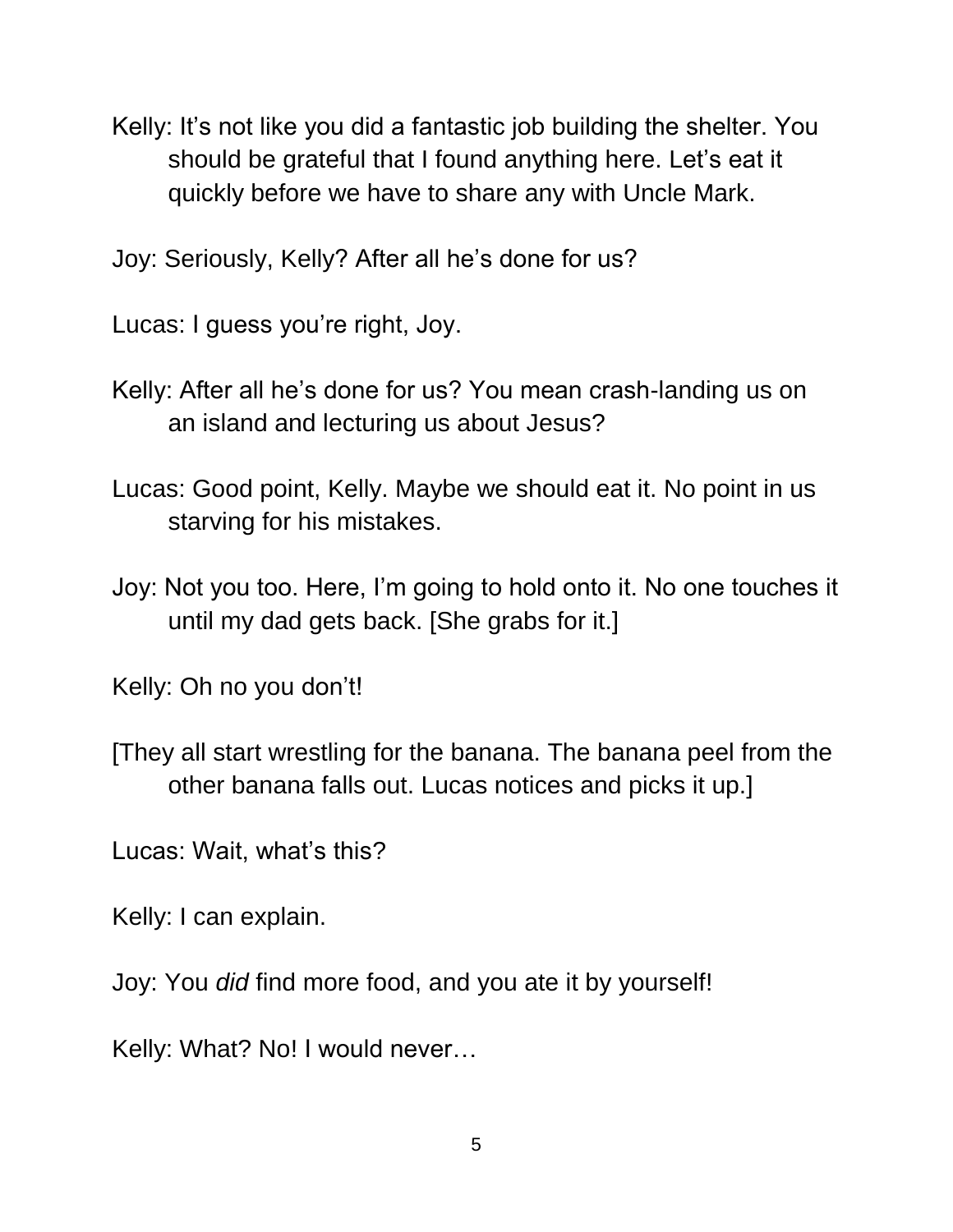Kelly: It's not like you did a fantastic job building the shelter. You should be grateful that I found anything here. Let's eat it quickly before we have to share any with Uncle Mark.

Joy: Seriously, Kelly? After all he's done for us?

Lucas: I guess you're right, Joy.

Kelly: After all he's done for us? You mean crash-landing us on an island and lecturing us about Jesus?

Lucas: Good point, Kelly. Maybe we should eat it. No point in us starving for his mistakes.

Joy: Not you too. Here, I'm going to hold onto it. No one touches it until my dad gets back. [She grabs for it.]

Kelly: Oh no you don't!

[They all start wrestling for the banana. The banana peel from the other banana falls out. Lucas notices and picks it up.]

Lucas: Wait, what's this?

Kelly: I can explain.

Joy: You *did* find more food, and you ate it by yourself!

Kelly: What? No! I would never…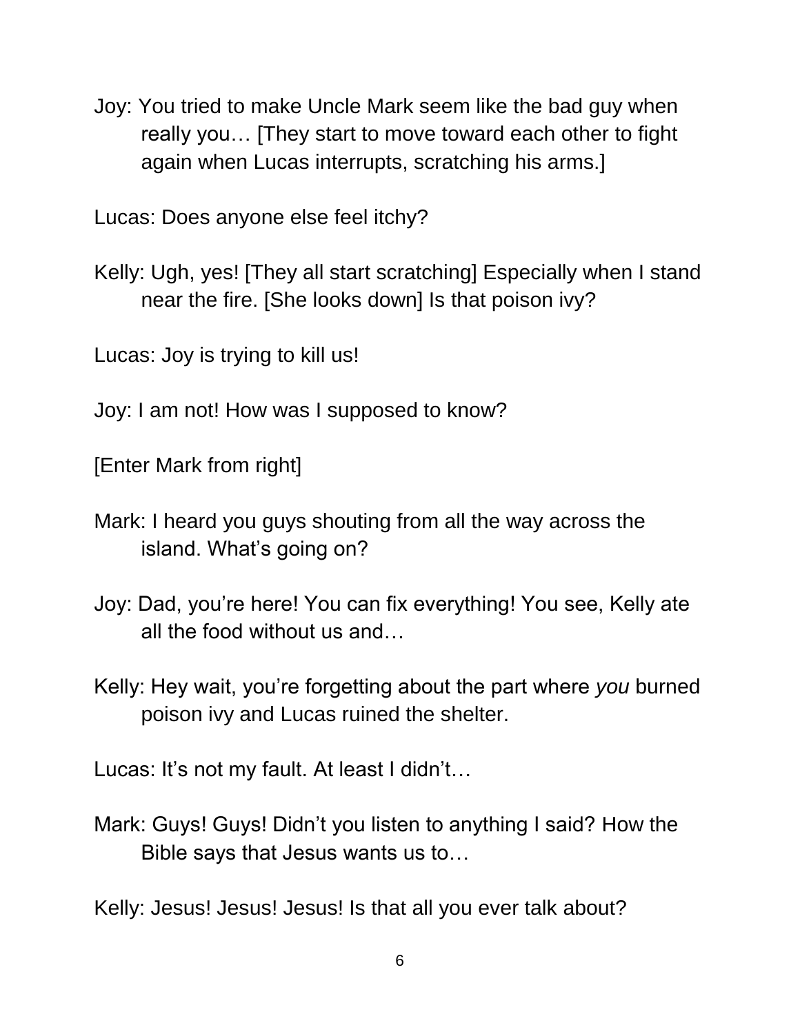Joy: You tried to make Uncle Mark seem like the bad guy when really you… [They start to move toward each other to fight again when Lucas interrupts, scratching his arms.]

Lucas: Does anyone else feel itchy?

Kelly: Ugh, yes! [They all start scratching] Especially when I stand near the fire. [She looks down] Is that poison ivy?

Lucas: Joy is trying to kill us!

Joy: I am not! How was I supposed to know?

[Enter Mark from right]

Mark: I heard you guys shouting from all the way across the island. What's going on?

Joy: Dad, you're here! You can fix everything! You see, Kelly ate all the food without us and…

Kelly: Hey wait, you're forgetting about the part where *you* burned poison ivy and Lucas ruined the shelter.

Lucas: It's not my fault. At least I didn't…

Mark: Guys! Guys! Didn't you listen to anything I said? How the Bible says that Jesus wants us to…

Kelly: Jesus! Jesus! Jesus! Is that all you ever talk about?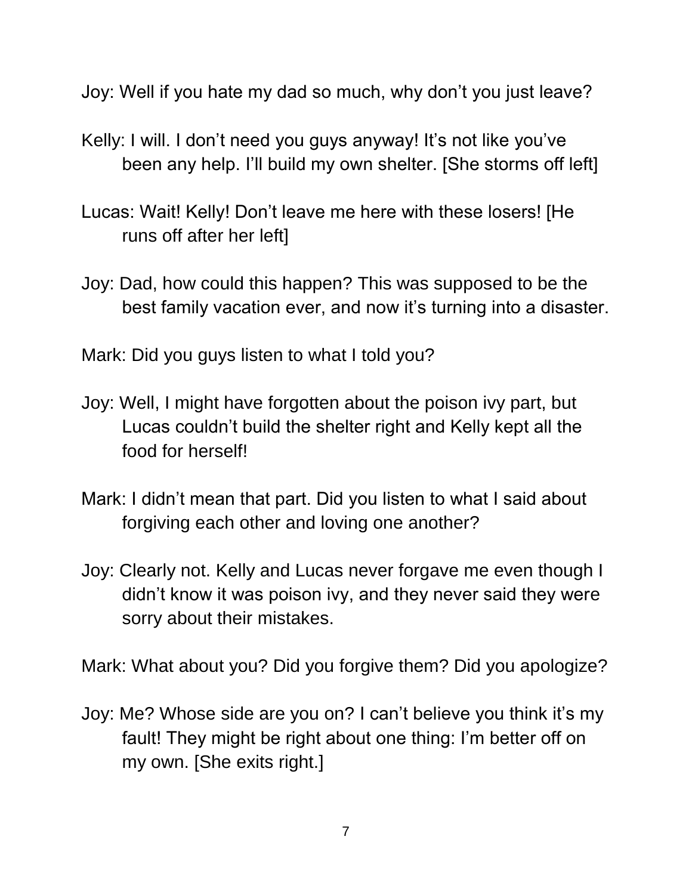Joy: Well if you hate my dad so much, why don't you just leave?

Kelly: I will. I don't need you guys anyway! It's not like you've been any help. I'll build my own shelter. [She storms off left]

Lucas: Wait! Kelly! Don't leave me here with these losers! [He runs off after her left]

Joy: Dad, how could this happen? This was supposed to be the best family vacation ever, and now it's turning into a disaster.

Mark: Did you guys listen to what I told you?

Joy: Well, I might have forgotten about the poison ivy part, but Lucas couldn't build the shelter right and Kelly kept all the food for herself!

Mark: I didn't mean that part. Did you listen to what I said about forgiving each other and loving one another?

Joy: Clearly not. Kelly and Lucas never forgave me even though I didn't know it was poison ivy, and they never said they were sorry about their mistakes.

Mark: What about you? Did you forgive them? Did you apologize?

Joy: Me? Whose side are you on? I can't believe you think it's my fault! They might be right about one thing: I'm better off on my own. [She exits right.]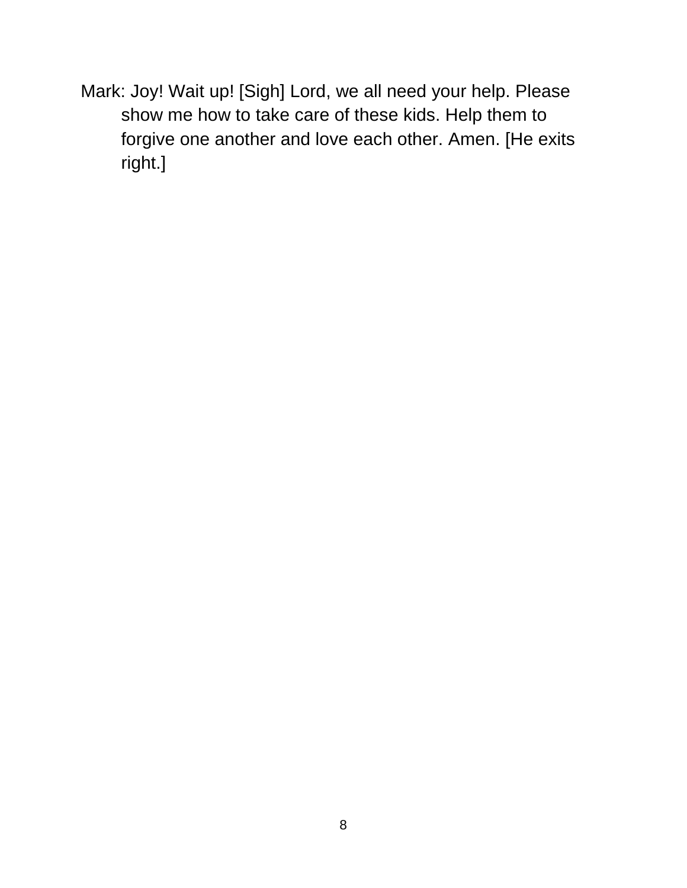Mark: Joy! Wait up! [Sigh] Lord, we all need your help. Please show me how to take care of these kids. Help them to forgive one another and love each other. Amen. [He exits right.]